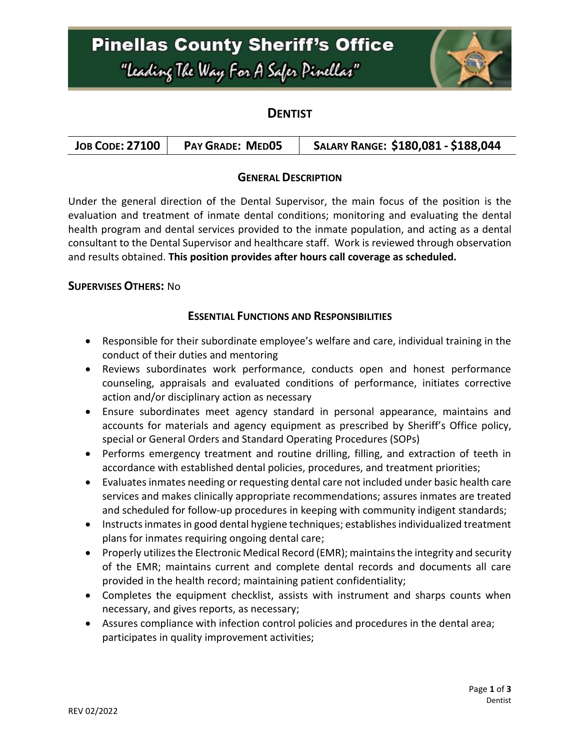# Pinellas County Sheriff's Office

*"Leading The Way For A Safer Pinellas"*

## DENTIST

| JOB CODE: 27100 | PAY GRADE: MED05 | SALARY RANGE: $180,081 - $188,044 |
|---|---|---|

### GENERAL DESCRIPTION

Under the general direction of the Dental Supervisor, the main focus of the position is the evaluation and treatment of inmate dental conditions; monitoring and evaluating the dental health program and dental services provided to the inmate population, and acting as a dental consultant to the Dental Supervisor and healthcare staff. Work is reviewed through observation and results obtained. **This position provides after hours call coverage as scheduled.**

**SUPERVISES OTHERS:** No

### ESSENTIAL FUNCTIONS AND RESPONSIBILITIES

- Responsible for their subordinate employee's welfare and care, individual training in the conduct of their duties and mentoring
- Reviews subordinates work performance, conducts open and honest performance counseling, appraisals and evaluated conditions of performance, initiates corrective action and/or disciplinary action as necessary
- Ensure subordinates meet agency standard in personal appearance, maintains and accounts for materials and agency equipment as prescribed by Sheriff's Office policy, special or General Orders and Standard Operating Procedures (SOPs)
- Performs emergency treatment and routine drilling, filling, and extraction of teeth in accordance with established dental policies, procedures, and treatment priorities;
- Evaluates inmates needing or requesting dental care not included under basic health care services and makes clinically appropriate recommendations; assures inmates are treated and scheduled for follow-up procedures in keeping with community indigent standards;
- Instructs inmates in good dental hygiene techniques; establishes individualized treatment plans for inmates requiring ongoing dental care;
- Properly utilizes the Electronic Medical Record (EMR); maintains the integrity and security of the EMR; maintains current and complete dental records and documents all care provided in the health record; maintaining patient confidentiality;
- Completes the equipment checklist, assists with instrument and sharps counts when necessary, and gives reports, as necessary;
- Assures compliance with infection control policies and procedures in the dental area; participates in quality improvement activities;

REV 02/2022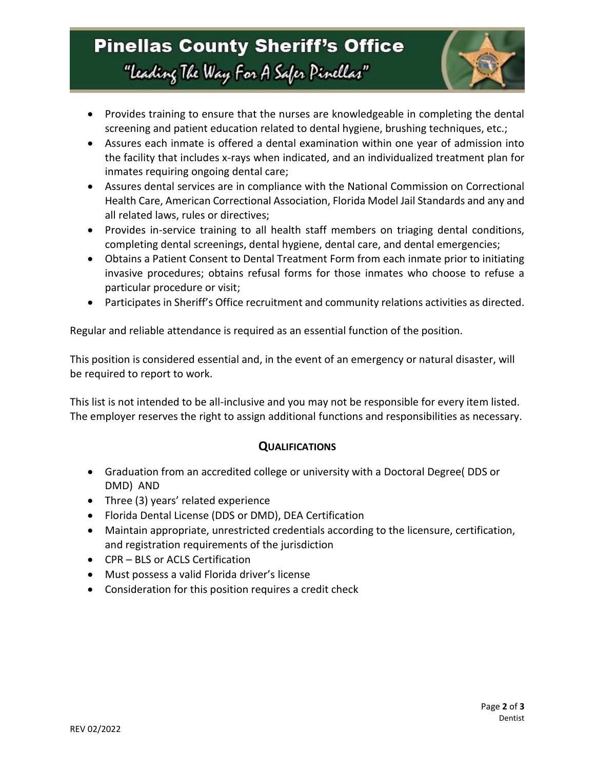- Provides training to ensure that the nurses are knowledgeable in completing the dental screening and patient education related to dental hygiene, brushing techniques, etc.;
- Assures each inmate is offered a dental examination within one year of admission into the facility that includes x-rays when indicated, and an individualized treatment plan for inmates requiring ongoing dental care;
- Assures dental services are in compliance with the National Commission on Correctional Health Care, American Correctional Association, Florida Model Jail Standards and any and all related laws, rules or directives;
- Provides in-service training to all health staff members on triaging dental conditions, completing dental screenings, dental hygiene, dental care, and dental emergencies;
- Obtains a Patient Consent to Dental Treatment Form from each inmate prior to initiating invasive procedures; obtains refusal forms for those inmates who choose to refuse a particular procedure or visit;
- Participates in Sheriff's Office recruitment and community relations activities as directed.

Regular and reliable attendance is required as an essential function of the position.

This position is considered essential and, in the event of an emergency or natural disaster, will be required to report to work.

This list is not intended to be all-inclusive and you may not be responsible for every item listed. The employer reserves the right to assign additional functions and responsibilities as necessary.

## QUALIFICATIONS

- Graduation from an accredited college or university with a Doctoral Degree( DDS or DMD) AND
- Three (3) years' related experience
- Florida Dental License (DDS or DMD), DEA Certification
- Maintain appropriate, unrestricted credentials according to the licensure, certification, and registration requirements of the jurisdiction
- CPR – BLS or ACLS Certification
- Must possess a valid Florida driver's license
- Consideration for this position requires a credit check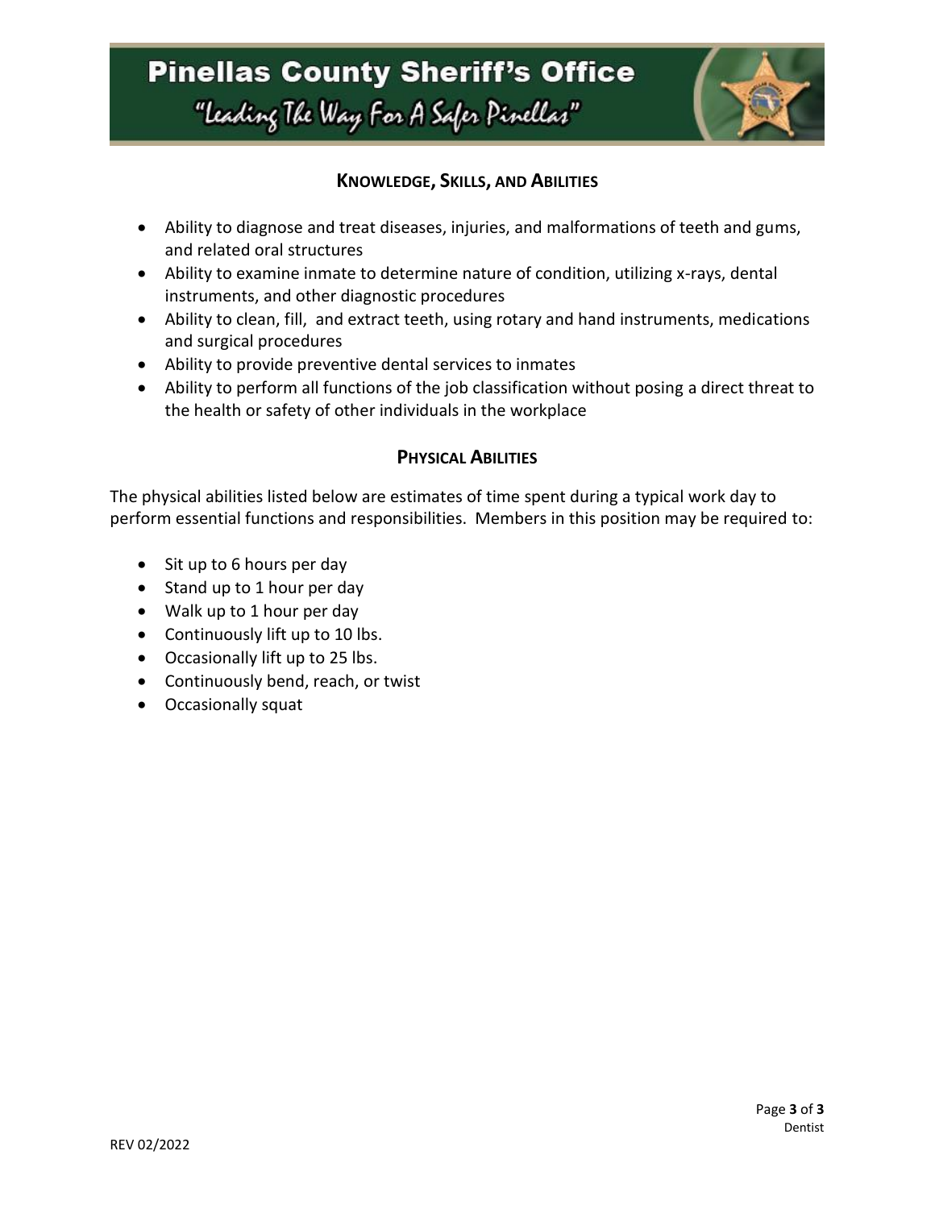## Knowledge, Skills, and Abilities

- Ability to diagnose and treat diseases, injuries, and malformations of teeth and gums, and related oral structures
- Ability to examine inmate to determine nature of condition, utilizing x-rays, dental instruments, and other diagnostic procedures
- Ability to clean, fill, and extract teeth, using rotary and hand instruments, medications and surgical procedures
- Ability to provide preventive dental services to inmates
- Ability to perform all functions of the job classification without posing a direct threat to the health or safety of other individuals in the workplace

## Physical Abilities

The physical abilities listed below are estimates of time spent during a typical work day to perform essential functions and responsibilities. Members in this position may be required to:

- Sit up to 6 hours per day
- Stand up to 1 hour per day
- Walk up to 1 hour per day
- Continuously lift up to 10 lbs.
- Occasionally lift up to 25 lbs.
- Continuously bend, reach, or twist
- Occasionally squat

REV 02/2022